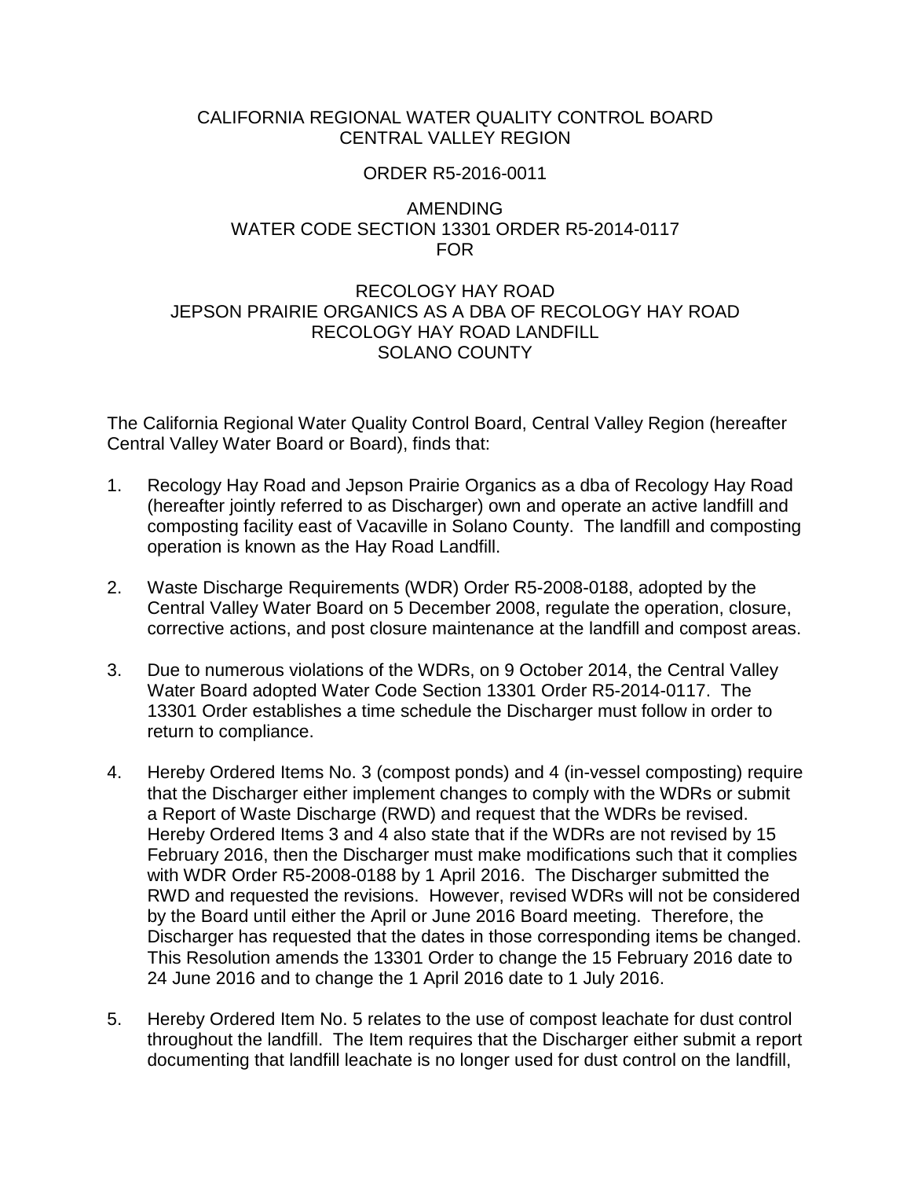CALIFORNIA REGIONAL WATER QUALITY CONTROL BOARD
CENTRAL VALLEY REGION

ORDER R5-2016-0011

AMENDING
WATER CODE SECTION 13301 ORDER R5-2014-0117
FOR

RECOLOGY HAY ROAD
JEPSON PRAIRIE ORGANICS AS A DBA OF RECOLOGY HAY ROAD
RECOLOGY HAY ROAD LANDFILL
SOLANO COUNTY

The California Regional Water Quality Control Board, Central Valley Region (hereafter Central Valley Water Board or Board), finds that:

1. Recology Hay Road and Jepson Prairie Organics as a dba of Recology Hay Road (hereafter jointly referred to as Discharger) own and operate an active landfill and composting facility east of Vacaville in Solano County. The landfill and composting operation is known as the Hay Road Landfill.

2. Waste Discharge Requirements (WDR) Order R5-2008-0188, adopted by the Central Valley Water Board on 5 December 2008, regulate the operation, closure, corrective actions, and post closure maintenance at the landfill and compost areas.

3. Due to numerous violations of the WDRs, on 9 October 2014, the Central Valley Water Board adopted Water Code Section 13301 Order R5-2014-0117. The 13301 Order establishes a time schedule the Discharger must follow in order to return to compliance.

4. Hereby Ordered Items No. 3 (compost ponds) and 4 (in-vessel composting) require that the Discharger either implement changes to comply with the WDRs or submit a Report of Waste Discharge (RWD) and request that the WDRs be revised. Hereby Ordered Items 3 and 4 also state that if the WDRs are not revised by 15 February 2016, then the Discharger must make modifications such that it complies with WDR Order R5-2008-0188 by 1 April 2016. The Discharger submitted the RWD and requested the revisions. However, revised WDRs will not be considered by the Board until either the April or June 2016 Board meeting. Therefore, the Discharger has requested that the dates in those corresponding items be changed. This Resolution amends the 13301 Order to change the 15 February 2016 date to 24 June 2016 and to change the 1 April 2016 date to 1 July 2016.

5. Hereby Ordered Item No. 5 relates to the use of compost leachate for dust control throughout the landfill. The Item requires that the Discharger either submit a report documenting that landfill leachate is no longer used for dust control on the landfill,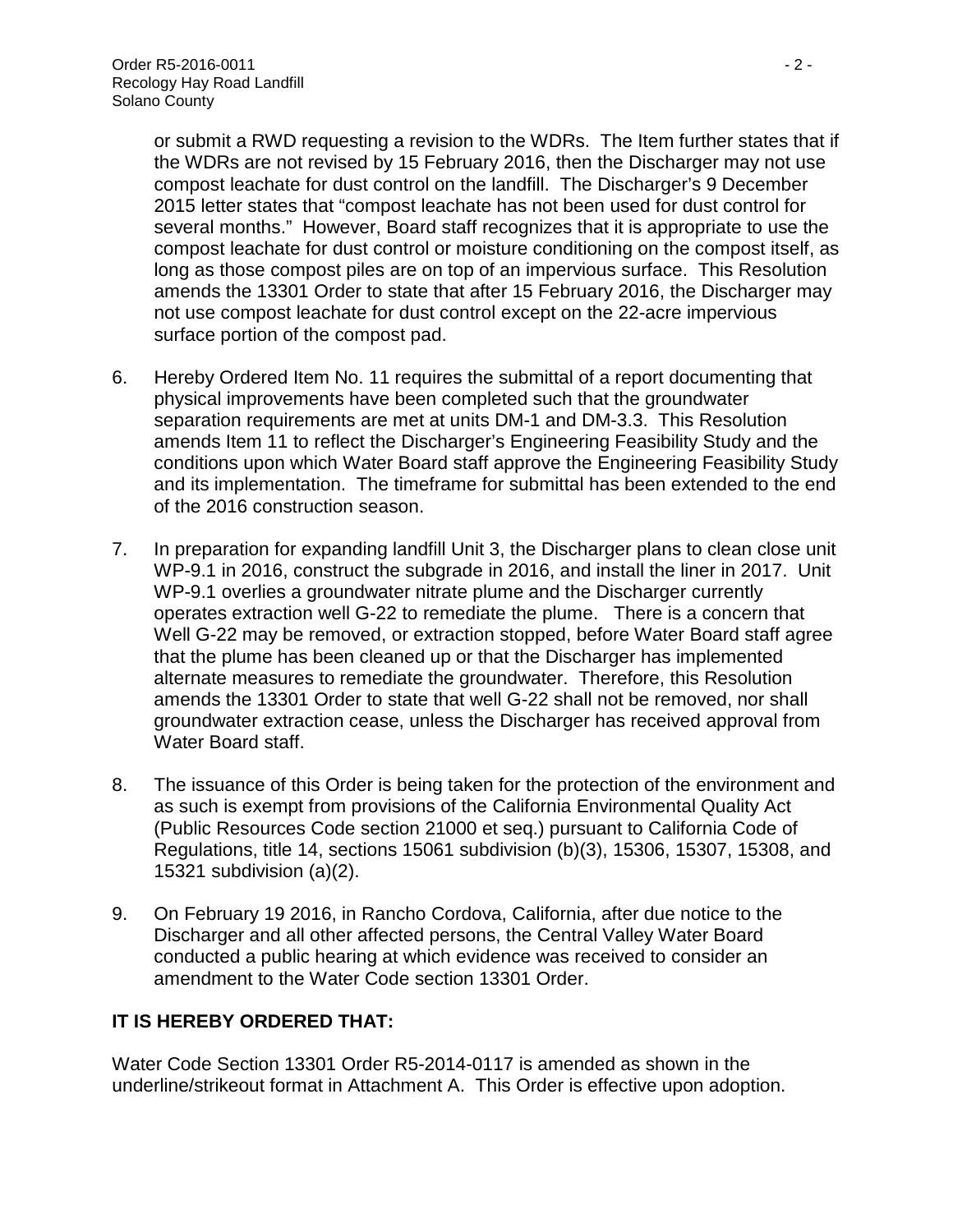or submit a RWD requesting a revision to the WDRs. The Item further states that if the WDRs are not revised by 15 February 2016, then the Discharger may not use compost leachate for dust control on the landfill. The Discharger's 9 December 2015 letter states that "compost leachate has not been used for dust control for several months." However, Board staff recognizes that it is appropriate to use the compost leachate for dust control or moisture conditioning on the compost itself, as long as those compost piles are on top of an impervious surface. This Resolution amends the 13301 Order to state that after 15 February 2016, the Discharger may not use compost leachate for dust control except on the 22-acre impervious surface portion of the compost pad.

6. Hereby Ordered Item No. 11 requires the submittal of a report documenting that physical improvements have been completed such that the groundwater separation requirements are met at units DM-1 and DM-3.3. This Resolution amends Item 11 to reflect the Discharger's Engineering Feasibility Study and the conditions upon which Water Board staff approve the Engineering Feasibility Study and its implementation. The timeframe for submittal has been extended to the end of the 2016 construction season.

7. In preparation for expanding landfill Unit 3, the Discharger plans to clean close unit WP-9.1 in 2016, construct the subgrade in 2016, and install the liner in 2017. Unit WP-9.1 overlies a groundwater nitrate plume and the Discharger currently operates extraction well G-22 to remediate the plume. There is a concern that Well G-22 may be removed, or extraction stopped, before Water Board staff agree that the plume has been cleaned up or that the Discharger has implemented alternate measures to remediate the groundwater. Therefore, this Resolution amends the 13301 Order to state that well G-22 shall not be removed, nor shall groundwater extraction cease, unless the Discharger has received approval from Water Board staff.

8. The issuance of this Order is being taken for the protection of the environment and as such is exempt from provisions of the California Environmental Quality Act (Public Resources Code section 21000 et seq.) pursuant to California Code of Regulations, title 14, sections 15061 subdivision (b)(3), 15306, 15307, 15308, and 15321 subdivision (a)(2).

9. On February 19 2016, in Rancho Cordova, California, after due notice to the Discharger and all other affected persons, the Central Valley Water Board conducted a public hearing at which evidence was received to consider an amendment to the Water Code section 13301 Order.

**IT IS HEREBY ORDERED THAT:**

Water Code Section 13301 Order R5-2014-0117 is amended as shown in the underline/strikeout format in Attachment A. This Order is effective upon adoption.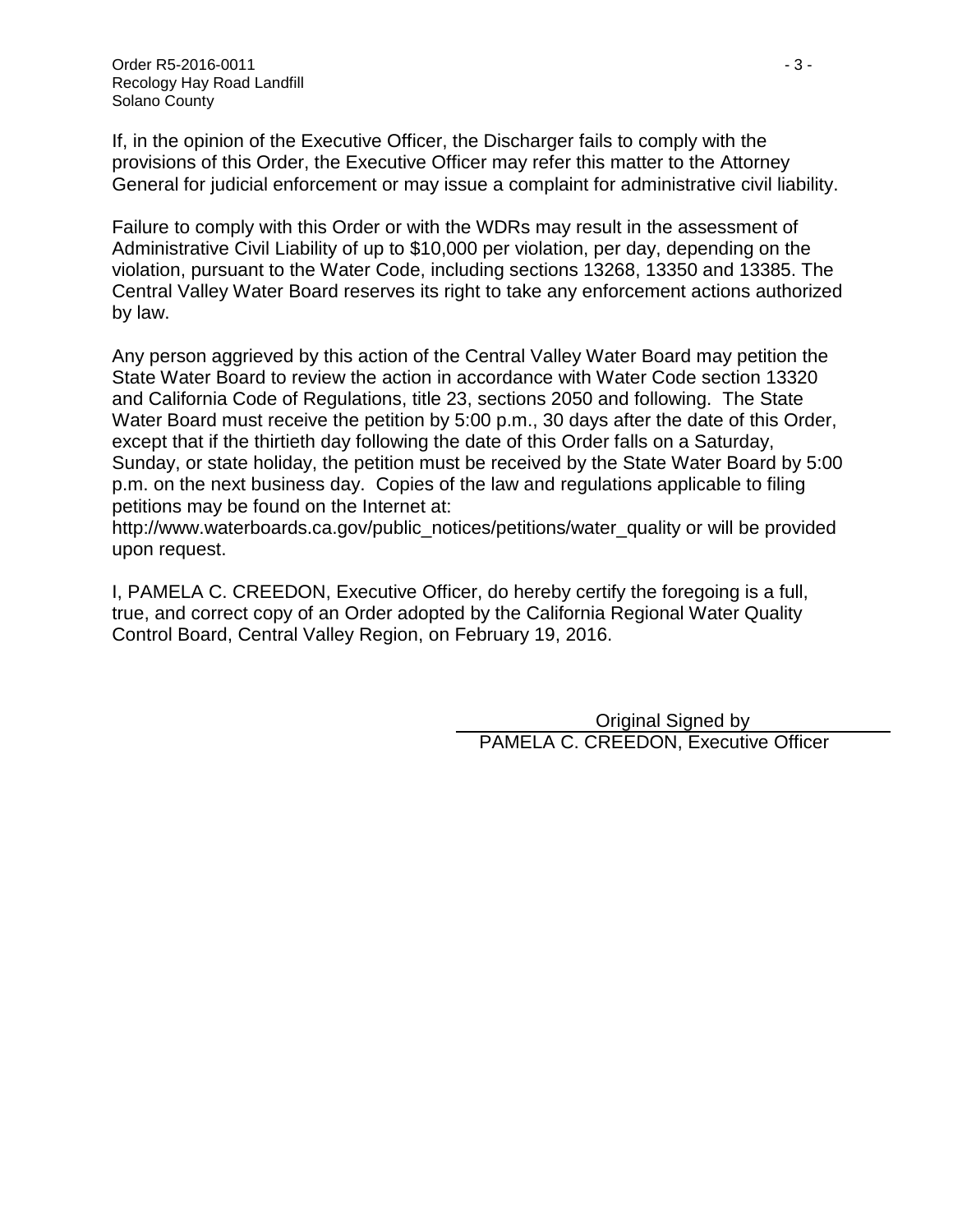If, in the opinion of the Executive Officer, the Discharger fails to comply with the provisions of this Order, the Executive Officer may refer this matter to the Attorney General for judicial enforcement or may issue a complaint for administrative civil liability.

Failure to comply with this Order or with the WDRs may result in the assessment of Administrative Civil Liability of up to $10,000 per violation, per day, depending on the violation, pursuant to the Water Code, including sections 13268, 13350 and 13385. The Central Valley Water Board reserves its right to take any enforcement actions authorized by law.

Any person aggrieved by this action of the Central Valley Water Board may petition the State Water Board to review the action in accordance with Water Code section 13320 and California Code of Regulations, title 23, sections 2050 and following. The State Water Board must receive the petition by 5:00 p.m., 30 days after the date of this Order, except that if the thirtieth day following the date of this Order falls on a Saturday, Sunday, or state holiday, the petition must be received by the State Water Board by 5:00 p.m. on the next business day. Copies of the law and regulations applicable to filing petitions may be found on the Internet at: http://www.waterboards.ca.gov/public_notices/petitions/water_quality or will be provided upon request.

I, PAMELA C. CREEDON, Executive Officer, do hereby certify the foregoing is a full, true, and correct copy of an Order adopted by the California Regional Water Quality Control Board, Central Valley Region, on February 19, 2016.

Original Signed by

PAMELA C. CREEDON, Executive Officer